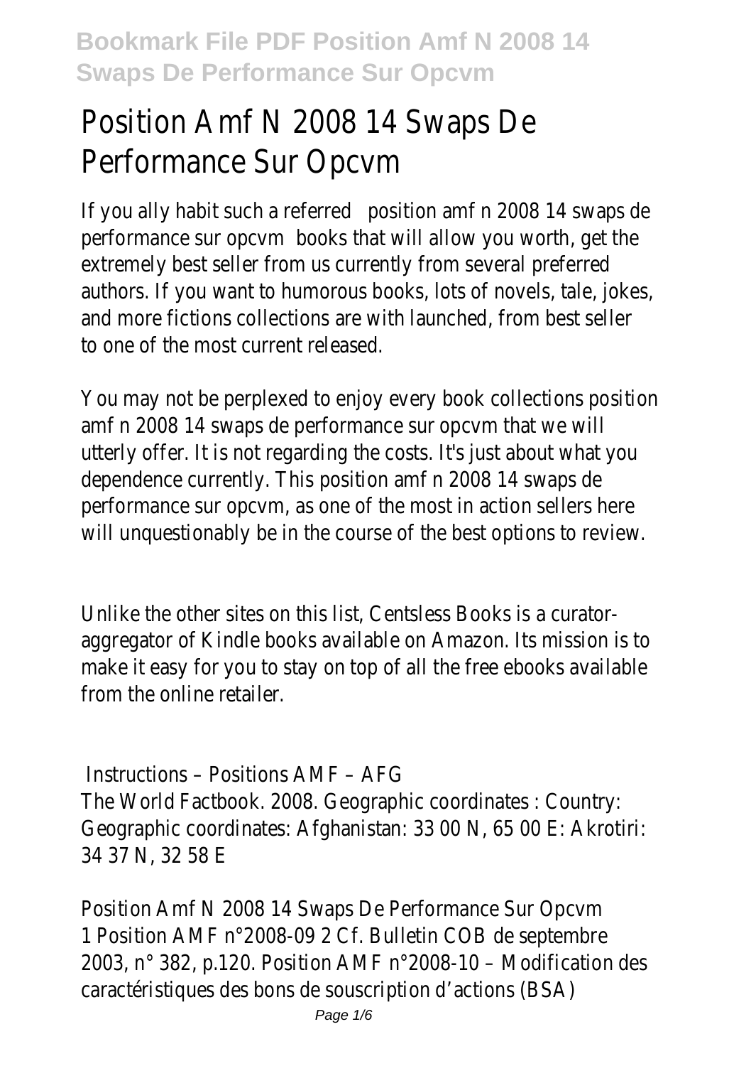# Position Amf N 2008 14 Swaps De Performance Sur Opcvm

If you ally habit such a referred position amf n 2008 14 swaps de performance sur opcvm books that will allow you worth, get the extremely best seller from us currently from several preferred authors. If you want to humorous books, lots of novels, tale, jokes, and more fictions collections are with launched, from best seller to one of the most current released.

You may not be perplexed to enjoy every book collections position amf n 2008 14 swaps de performance sur opcvm that we will utterly offer. It is not regarding the costs. It's just about what you dependence currently. This position amf n 2008 14 swaps de performance sur opcvm, as one of the most in action sellers here will unquestionably be in the course of the best options to review.

Unlike the other sites on this list, Centsless Books is a curator-aggregator of Kindle books available on Amazon. Its mission is to make it easy for you to stay on top of all the free ebooks available from the online retailer.

Instructions – Positions AMF – AFG

The World Factbook. 2008. Geographic coordinates : Country: Geographic coordinates: Afghanistan: 33 00 N, 65 00 E: Akrotiri: 34 37 N, 32 58 E

Position Amf N 2008 14 Swaps De Performance Sur Opcvm

1 Position AMF n°2008-09 2 Cf. Bulletin COB de septembre 2003, n° 382, p.120. Position AMF n°2008-10 – Modification des caractéristiques des bons de souscription d'actions (BSA)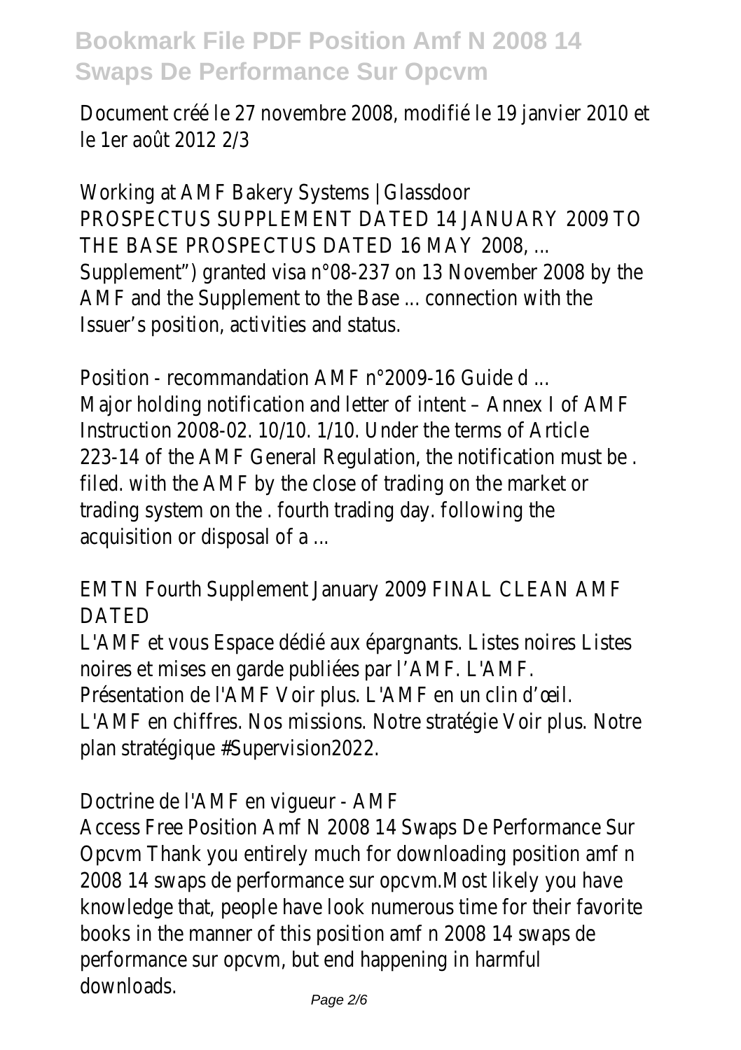Document créé le 27 novembre 2008, modifié le 19 janvier 2010 et le 1er août 2012 2/3

Working at AMF Bakery Systems | Glassdoor

PROSPECTUS SUPPLEMENT DATED 14 JANUARY 2009 TO THE BASE PROSPECTUS DATED 16 MAY 2008, ... Supplement") granted visa n°08-237 on 13 November 2008 by the AMF and the Supplement to the Base ... connection with the Issuer's position, activities and status.

Position - recommandation AMF n°2009-16 Guide d ...

Major holding notification and letter of intent – Annex I of AMF Instruction 2008-02. 10/10. 1/10. Under the terms of Article 223-14 of the AMF General Regulation, the notification must be . filed. with the AMF by the close of trading on the market or trading system on the . fourth trading day. following the acquisition or disposal of a ...

EMTN Fourth Supplement January 2009 FINAL CLEAN AMF DATED

L'AMF et vous Espace dédié aux épargnants. Listes noires Listes noires et mises en garde publiées par l'AMF. L'AMF. Présentation de l'AMF Voir plus. L'AMF en un clin d'œil. L'AMF en chiffres. Nos missions. Notre stratégie Voir plus. Notre plan stratégique #Supervision2022.

Doctrine de l'AMF en vigueur - AMF

Access Free Position Amf N 2008 14 Swaps De Performance Sur Opcvm Thank you entirely much for downloading position amf n 2008 14 swaps de performance sur opcvm.Most likely you have knowledge that, people have look numerous time for their favorite books in the manner of this position amf n 2008 14 swaps de performance sur opcvm, but end happening in harmful downloads.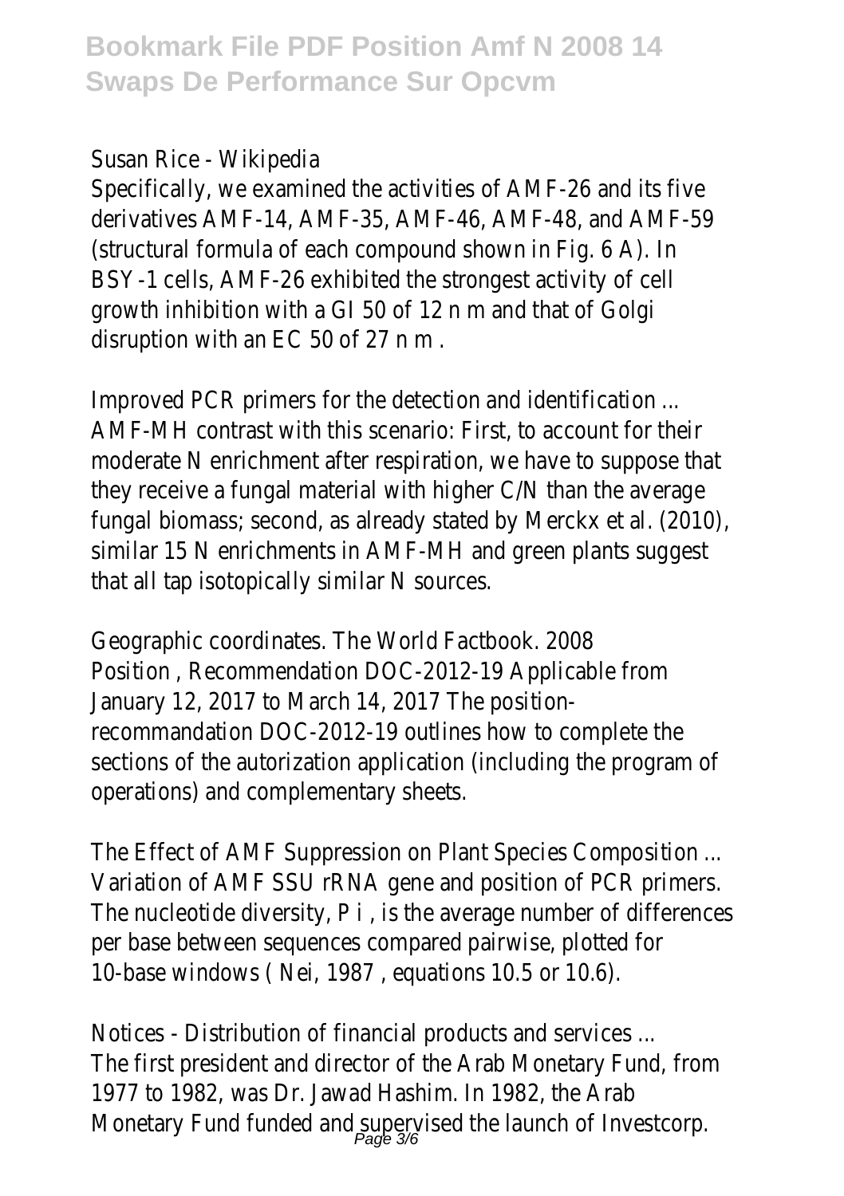Susan Rice - Wikipedia

Specifically, we examined the activities of AMF-26 and its five derivatives AMF-14, AMF-35, AMF-46, AMF-48, and AMF-59 (structural formula of each compound shown in Fig. 6 A). In BSY-1 cells, AMF-26 exhibited the strongest activity of cell growth inhibition with a GI 50 of 12 n m and that of Golgi disruption with an EC 50 of 27 n m .

Improved PCR primers for the detection and identification ...

AMF-MH contrast with this scenario: First, to account for their moderate N enrichment after respiration, we have to suppose that they receive a fungal material with higher C/N than the average fungal biomass; second, as already stated by Merckx et al. (2010), similar 15 N enrichments in AMF-MH and green plants suggest that all tap isotopically similar N sources.

Geographic coordinates. The World Factbook. 2008

Position , Recommendation DOC-2012-19 Applicable from January 12, 2017 to March 14, 2017 The position-recommandation DOC-2012-19 outlines how to complete the sections of the autorization application (including the program of operations) and complementary sheets.

The Effect of AMF Suppression on Plant Species Composition ...

Variation of AMF SSU rRNA gene and position of PCR primers. The nucleotide diversity, P i , is the average number of differences per base between sequences compared pairwise, plotted for 10-base windows ( Nei, 1987 , equations 10.5 or 10.6).

Notices - Distribution of financial products and services ...

The first president and director of the Arab Monetary Fund, from 1977 to 1982, was Dr. Jawad Hashim. In 1982, the Arab Monetary Fund funded and supervised the launch of Investcorp.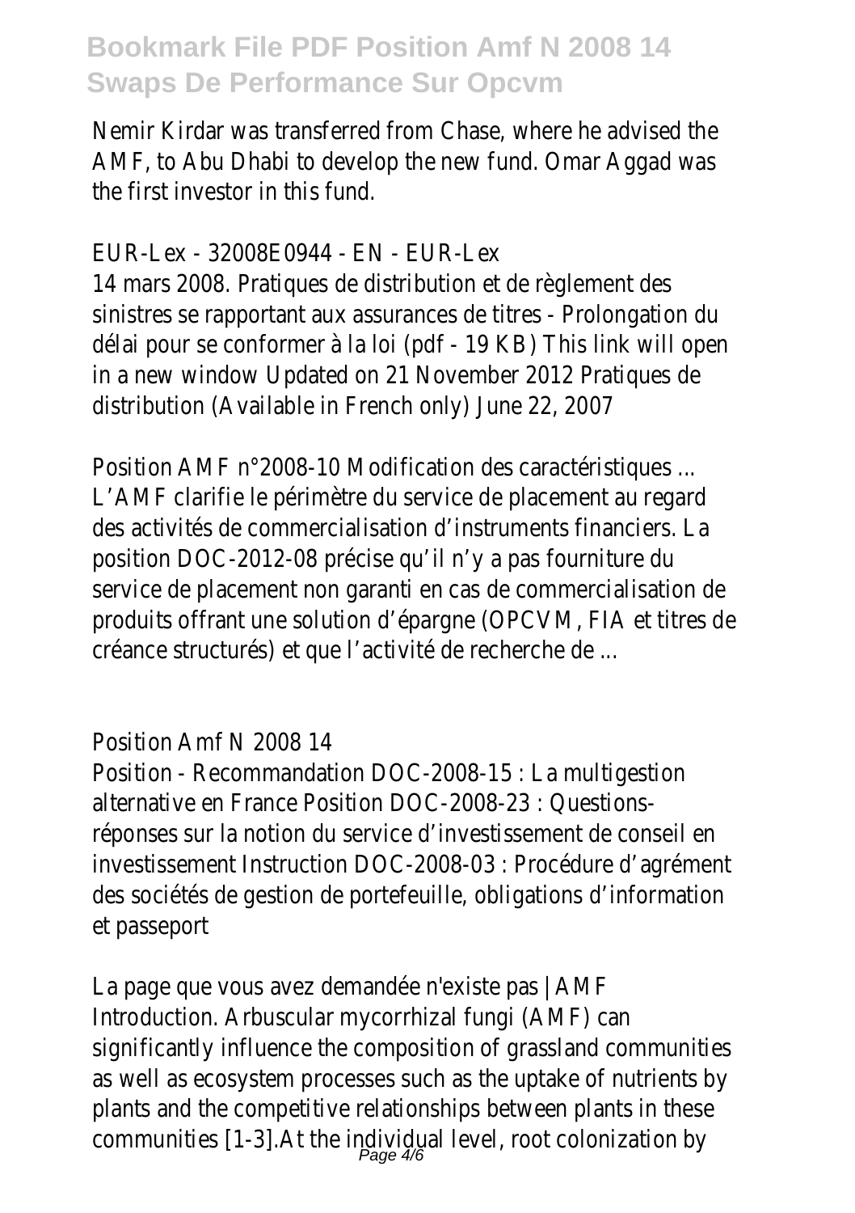Nemir Kirdar was transferred from Chase, where he advised the AMF, to Abu Dhabi to develop the new fund. Omar Aggad was the first investor in this fund.

EUR-Lex - 32008E0944 - EN - EUR-Lex

14 mars 2008. Pratiques de distribution et de règlement des sinistres se rapportant aux assurances de titres - Prolongation du délai pour se conformer à la loi (pdf - 19 KB) This link will open in a new window Updated on 21 November 2012 Pratiques de distribution (Available in French only) June 22, 2007

Position AMF n°2008-10 Modification des caractéristiques ...

L'AMF clarifie le périmètre du service de placement au regard des activités de commercialisation d'instruments financiers. La position DOC-2012-08 précise qu'il n'y a pas fourniture du service de placement non garanti en cas de commercialisation de produits offrant une solution d'épargne (OPCVM, FIA et titres de créance structurés) et que l'activité de recherche de ...

Position Amf N 2008 14

Position - Recommandation DOC-2008-15 : La multigestion alternative en France Position DOC-2008-23 : Questions-réponses sur la notion du service d'investissement de conseil en investissement Instruction DOC-2008-03 : Procédure d'agrément des sociétés de gestion de portefeuille, obligations d'information et passeport

La page que vous avez demandée n'existe pas | AMF

Introduction. Arbuscular mycorrhizal fungi (AMF) can significantly influence the composition of grassland communities as well as ecosystem processes such as the uptake of nutrients by plants and the competitive relationships between plants in these communities [1-3].At the individual level, root colonization by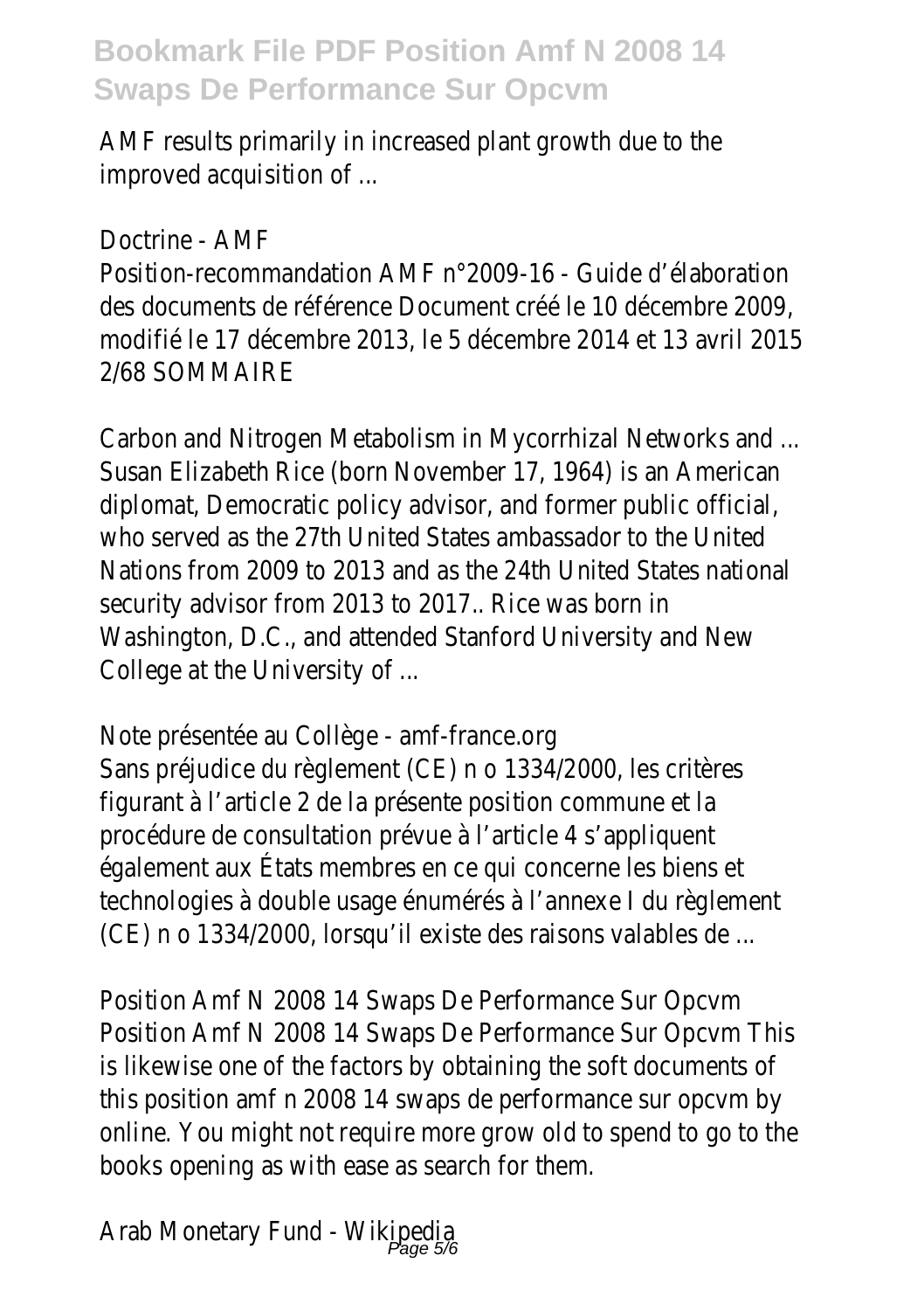AMF results primarily in increased plant growth due to the improved acquisition of ...

Doctrine - AMF

Position-recommandation AMF n°2009-16 - Guide d'élaboration des documents de référence Document créé le 10 décembre 2009, modifié le 17 décembre 2013, le 5 décembre 2014 et 13 avril 2015 2/68 SOMMAIRE

Carbon and Nitrogen Metabolism in Mycorrhizal Networks and ...

Susan Elizabeth Rice (born November 17, 1964) is an American diplomat, Democratic policy advisor, and former public official, who served as the 27th United States ambassador to the United Nations from 2009 to 2013 and as the 24th United States national security advisor from 2013 to 2017.. Rice was born in Washington, D.C., and attended Stanford University and New College at the University of ...

Note présentée au Collège - amf-france.org

Sans préjudice du règlement (CE) n o 1334/2000, les critères figurant à l'article 2 de la présente position commune et la procédure de consultation prévue à l'article 4 s'appliquent également aux États membres en ce qui concerne les biens et technologies à double usage énumérés à l'annexe I du règlement (CE) n o 1334/2000, lorsqu'il existe des raisons valables de ...

Position Amf N 2008 14 Swaps De Performance Sur Opcvm

Position Amf N 2008 14 Swaps De Performance Sur Opcvm This is likewise one of the factors by obtaining the soft documents of this position amf n 2008 14 swaps de performance sur opcvm by online. You might not require more grow old to spend to go to the books opening as with ease as search for them.

Arab Monetary Fund - Wikipedia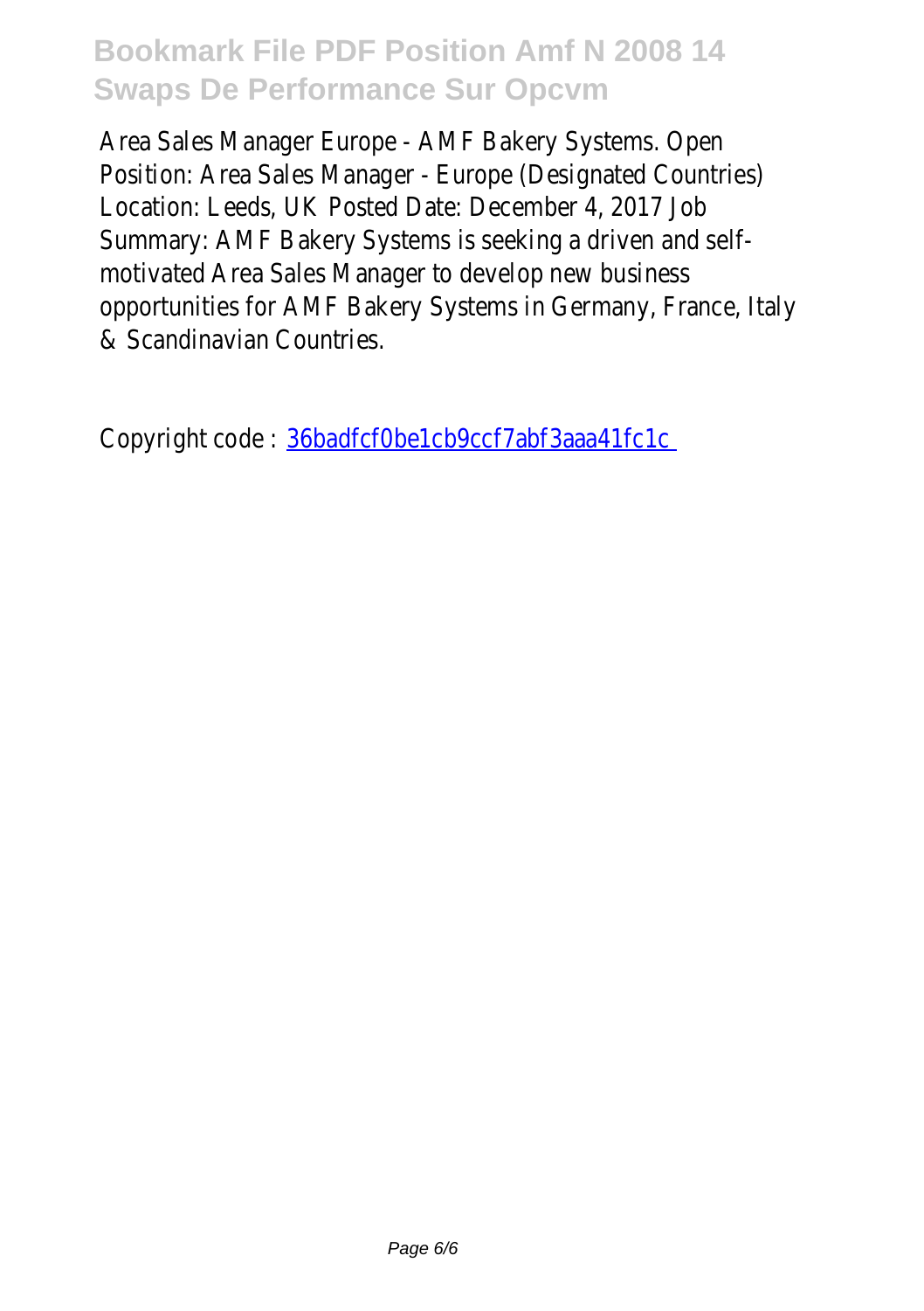Area Sales Manager Europe - AMF Bakery Systems. Open Position: Area Sales Manager - Europe (Designated Countries) Location: Leeds, UK Posted Date: December 4, 2017 Job Summary: AMF Bakery Systems is seeking a driven and self-motivated Area Sales Manager to develop new business opportunities for AMF Bakery Systems in Germany, France, Italy & Scandinavian Countries.

Copyright code : 36badfcf0be1cb9ccf7abf3aaa41fc1c